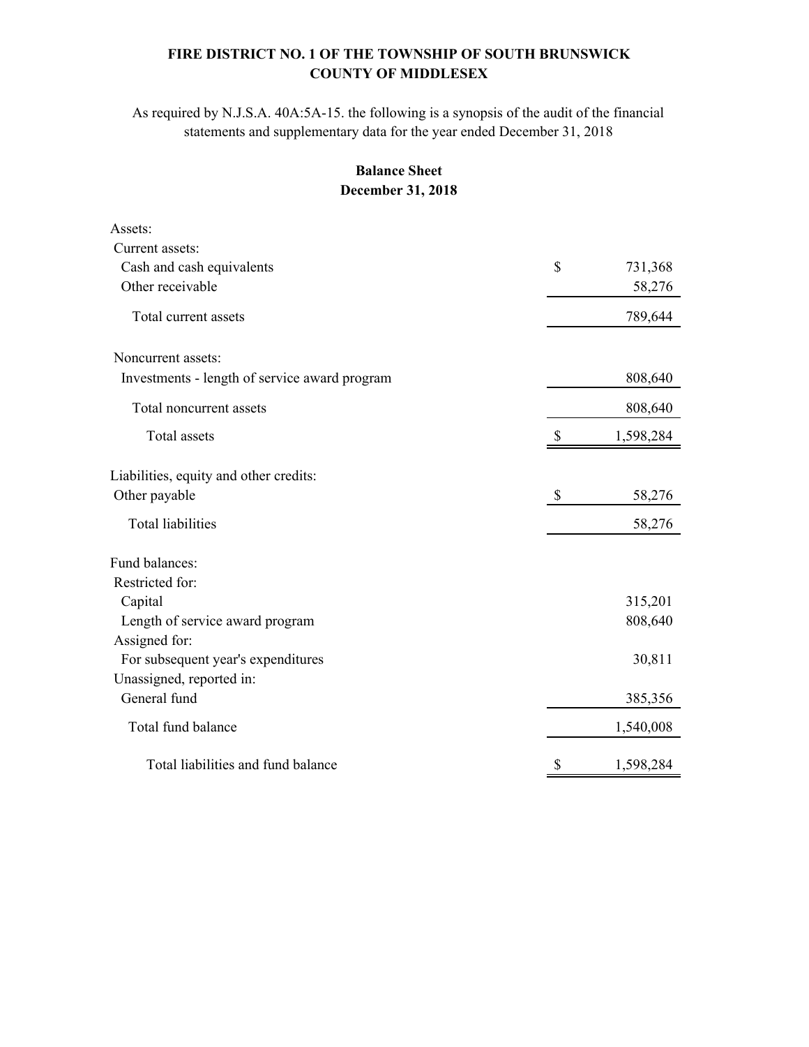**FIRE DISTRICT NO. 1 OF THE TOWNSHIP OF SOUTH BRUNSWICK**
**COUNTY OF MIDDLESEX**

As required by N.J.S.A. 40A:5A-15. the following is a synopsis of the audit of the financial statements and supplementary data for the year ended December 31, 2018

**Balance Sheet**
**December 31, 2018**

| | |
|---|---|
| Assets: | |
| Current assets: | |
| Cash and cash equivalents | $ 731,368 |
| Other receivable | 58,276 |
| Total current assets | 789,644 |
| Noncurrent assets: | |
| Investments - length of service award program | 808,640 |
| Total noncurrent assets | 808,640 |
| Total assets | $ 1,598,284 |
| Liabilities, equity and other credits: | |
| Other payable | $ 58,276 |
| Total liabilities | 58,276 |
| Fund balances: | |
| Restricted for: | |
| Capital | 315,201 |
| Length of service award program | 808,640 |
| Assigned for: | |
| For subsequent year's expenditures | 30,811 |
| Unassigned, reported in: | |
| General fund | 385,356 |
| Total fund balance | 1,540,008 |
| Total liabilities and fund balance | $ 1,598,284 |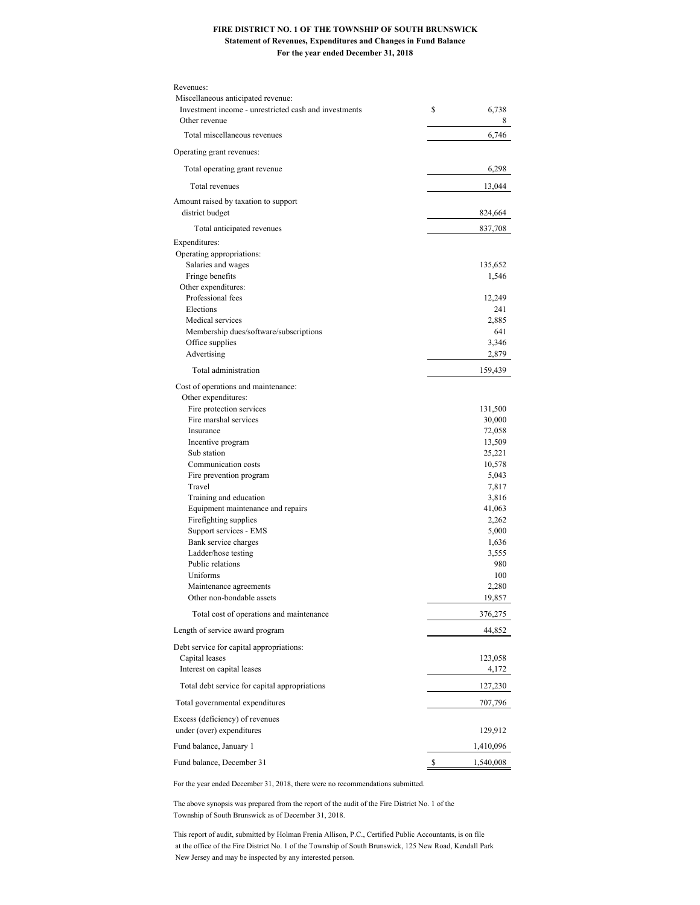# FIRE DISTRICT NO. 1 OF THE TOWNSHIP OF SOUTH BRUNSWICK

## Statement of Revenues, Expenditures and Changes in Fund Balance

### For the year ended December 31, 2018

| | |
|---|---|
| Revenues: | |
| Miscellaneous anticipated revenue: | |
| Investment income - unrestricted cash and investments | $ 6,738 |
| Other revenue | 8 |
| Total miscellaneous revenues | 6,746 |
| Operating grant revenues: | |
| Total operating grant revenue | 6,298 |
| Total revenues | 13,044 |
| Amount raised by taxation to support district budget | 824,664 |
| Total anticipated revenues | 837,708 |
| Expenditures: | |
| Operating appropriations: | |
| Salaries and wages | 135,652 |
| Fringe benefits | 1,546 |
| Other expenditures: | |
| Professional fees | 12,249 |
| Elections | 241 |
| Medical services | 2,885 |
| Membership dues/software/subscriptions | 641 |
| Office supplies | 3,346 |
| Advertising | 2,879 |
| Total administration | 159,439 |
| Cost of operations and maintenance: | |
| Other expenditures: | |
| Fire protection services | 131,500 |
| Fire marshal services | 30,000 |
| Insurance | 72,058 |
| Incentive program | 13,509 |
| Sub station | 25,221 |
| Communication costs | 10,578 |
| Fire prevention program | 5,043 |
| Travel | 7,817 |
| Training and education | 3,816 |
| Equipment maintenance and repairs | 41,063 |
| Firefighting supplies | 2,262 |
| Support services - EMS | 5,000 |
| Bank service charges | 1,636 |
| Ladder/hose testing | 3,555 |
| Public relations | 980 |
| Uniforms | 100 |
| Maintenance agreements | 2,280 |
| Other non-bondable assets | 19,857 |
| Total cost of operations and maintenance | 376,275 |
| Length of service award program | 44,852 |
| Debt service for capital appropriations: | |
| Capital leases | 123,058 |
| Interest on capital leases | 4,172 |
| Total debt service for capital appropriations | 127,230 |
| Total governmental expenditures | 707,796 |
| Excess (deficiency) of revenues under (over) expenditures | 129,912 |
| Fund balance, January 1 | 1,410,096 |
| Fund balance, December 31 | $ 1,540,008 |

For the year ended December 31, 2018, there were no recommendations submitted.

The above synopsis was prepared from the report of the audit of the Fire District No. 1 of the Township of South Brunswick as of December 31, 2018.

This report of audit, submitted by Holman Frenia Allison, P.C., Certified Public Accountants, is on file at the office of the Fire District No. 1 of the Township of South Brunswick, 125 New Road, Kendall Park New Jersey and may be inspected by any interested person.